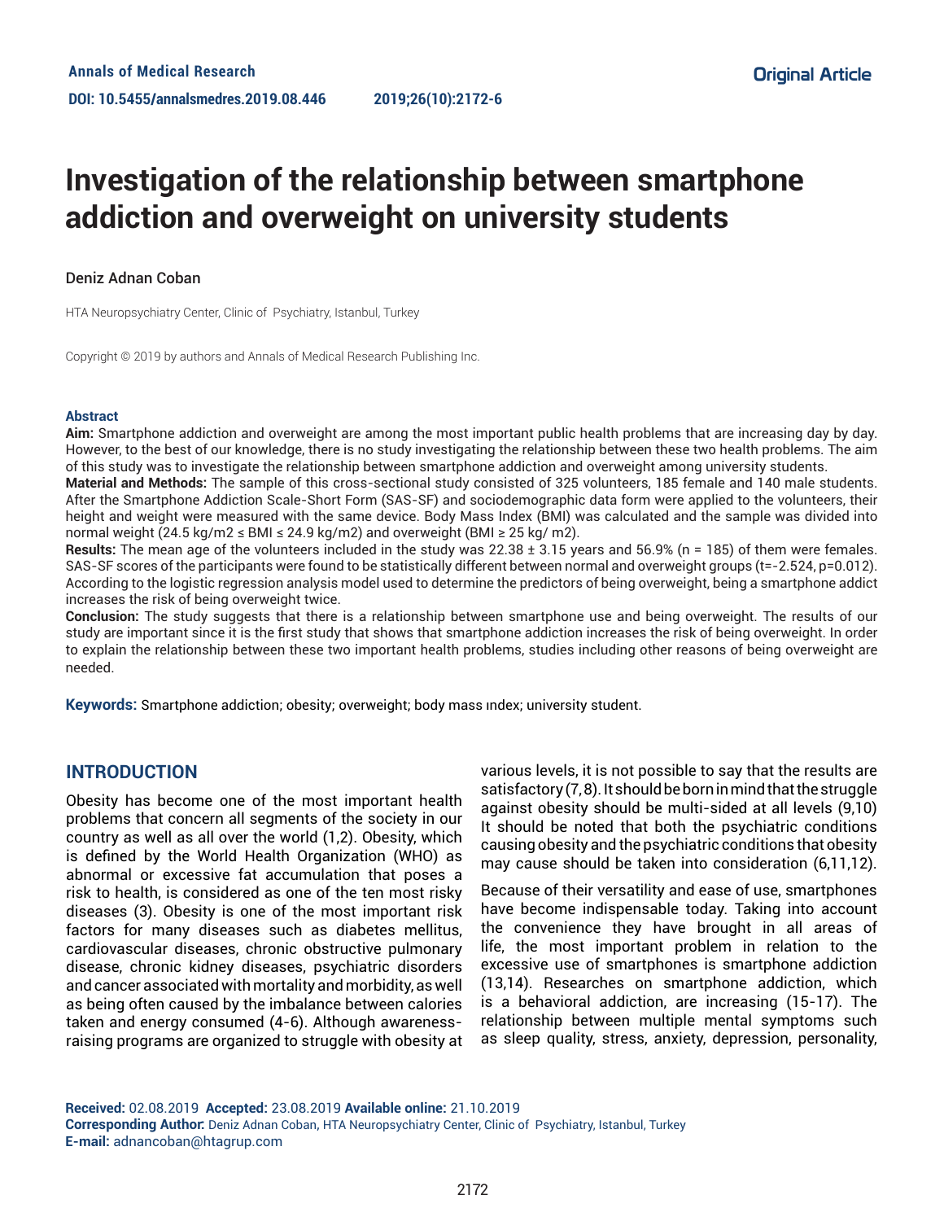Original Article

# Investigation of the relationship between smartphone addiction and overweight on university students

Deniz Adnan Coban

HTA Neuropsychiatry Center, Clinic of Psychiatry, Istanbul, Turkey

Copyright © 2019 by authors and Annals of Medical Research Publishing Inc.

### Abstract

**Aim:** Smartphone addiction and overweight are among the most important public health problems that are increasing day by day. However, to the best of our knowledge, there is no study investigating the relationship between these two health problems. The aim of this study was to investigate the relationship between smartphone addiction and overweight among university students.

**Material and Methods:** The sample of this cross-sectional study consisted of 325 volunteers, 185 female and 140 male students. After the Smartphone Addiction Scale-Short Form (SAS-SF) and sociodemographic data form were applied to the volunteers, their height and weight were measured with the same device. Body Mass Index (BMI) was calculated and the sample was divided into normal weight (24.5 kg/m2 ≤ BMI ≤ 24.9 kg/m2) and overweight (BMI ≥ 25 kg/ m2).

**Results:** The mean age of the volunteers included in the study was 22.38 ± 3.15 years and 56.9% (n = 185) of them were females. SAS-SF scores of the participants were found to be statistically different between normal and overweight groups (t=-2.524, p=0.012). According to the logistic regression analysis model used to determine the predictors of being overweight, being a smartphone addict increases the risk of being overweight twice.

**Conclusion:** The study suggests that there is a relationship between smartphone use and being overweight. The results of our study are important since it is the first study that shows that smartphone addiction increases the risk of being overweight. In order to explain the relationship between these two important health problems, studies including other reasons of being overweight are needed.

**Keywords:** Smartphone addiction; obesity; overweight; body mass ındex; university student.

## INTRODUCTION

Obesity has become one of the most important health problems that concern all segments of the society in our country as well as all over the world (1,2). Obesity, which is defined by the World Health Organization (WHO) as abnormal or excessive fat accumulation that poses a risk to health, is considered as one of the ten most risky diseases (3). Obesity is one of the most important risk factors for many diseases such as diabetes mellitus, cardiovascular diseases, chronic obstructive pulmonary disease, chronic kidney diseases, psychiatric disorders and cancer associated with mortality and morbidity, as well as being often caused by the imbalance between calories taken and energy consumed (4-6). Although awareness-raising programs are organized to struggle with obesity at various levels, it is not possible to say that the results are satisfactory (7,8). It should be born in mind that the struggle against obesity should be multi-sided at all levels (9,10) It should be noted that both the psychiatric conditions causing obesity and the psychiatric conditions that obesity may cause should be taken into consideration (6,11,12).

Because of their versatility and ease of use, smartphones have become indispensable today. Taking into account the convenience they have brought in all areas of life, the most important problem in relation to the excessive use of smartphones is smartphone addiction (13,14). Researches on smartphone addiction, which is a behavioral addiction, are increasing (15-17). The relationship between multiple mental symptoms such as sleep quality, stress, anxiety, depression, personality,

**Received:** 02.08.2019 **Accepted:** 23.08.2019 **Available online:** 21.10.2019
**Corresponding Author:** Deniz Adnan Coban, HTA Neuropsychiatry Center, Clinic of Psychiatry, Istanbul, Turkey
**E-mail:** adnancoban@htagrup.com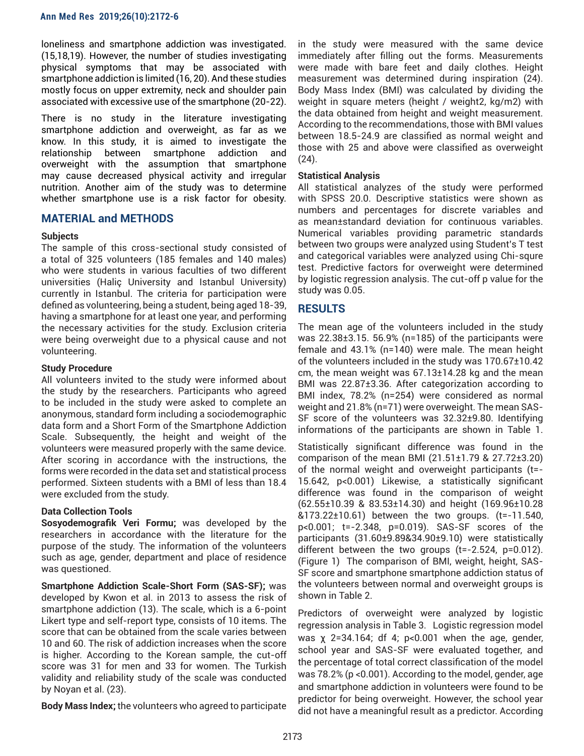loneliness and smartphone addiction was investigated. (15,18,19). However, the number of studies investigating physical symptoms that may be associated with smartphone addiction is limited (16, 20). And these studies mostly focus on upper extremity, neck and shoulder pain associated with excessive use of the smartphone (20-22).

There is no study in the literature investigating smartphone addiction and overweight, as far as we know. In this study, it is aimed to investigate the relationship between smartphone addiction and overweight with the assumption that smartphone may cause decreased physical activity and irregular nutrition. Another aim of the study was to determine whether smartphone use is a risk factor for obesity.

## MATERIAL and METHODS

### Subjects

The sample of this cross-sectional study consisted of a total of 325 volunteers (185 females and 140 males) who were students in various faculties of two different universities (Haliç University and Istanbul University) currently in Istanbul. The criteria for participation were defined as volunteering, being a student, being aged 18-39, having a smartphone for at least one year, and performing the necessary activities for the study. Exclusion criteria were being overweight due to a physical cause and not volunteering.

### Study Procedure

All volunteers invited to the study were informed about the study by the researchers. Participants who agreed to be included in the study were asked to complete an anonymous, standard form including a sociodemographic data form and a Short Form of the Smartphone Addiction Scale. Subsequently, the height and weight of the volunteers were measured properly with the same device. After scoring in accordance with the instructions, the forms were recorded in the data set and statistical process performed. Sixteen students with a BMI of less than 18.4 were excluded from the study.

### Data Collection Tools

**Sosyodemografik Veri Formu;** was developed by the researchers in accordance with the literature for the purpose of the study. The information of the volunteers such as age, gender, department and place of residence was questioned.

**Smartphone Addiction Scale-Short Form (SAS-SF);** was developed by Kwon et al. in 2013 to assess the risk of smartphone addiction (13). The scale, which is a 6-point Likert type and self-report type, consists of 10 items. The score that can be obtained from the scale varies between 10 and 60. The risk of addiction increases when the score is higher. According to the Korean sample, the cut-off score was 31 for men and 33 for women. The Turkish validity and reliability study of the scale was conducted by Noyan et al. (23).

**Body Mass Index;** the volunteers who agreed to participate in the study were measured with the same device immediately after filling out the forms. Measurements were made with bare feet and daily clothes. Height measurement was determined during inspiration (24). Body Mass Index (BMI) was calculated by dividing the weight in square meters (height / weight2, kg/m2) with the data obtained from height and weight measurement. According to the recommendations, those with BMI values between 18.5-24.9 are classified as normal weight and those with 25 and above were classified as overweight (24).

### Statistical Analysis

All statistical analyzes of the study were performed with SPSS 20.0. Descriptive statistics were shown as numbers and percentages for discrete variables and as mean±standard deviation for continuous variables. Numerical variables providing parametric standards between two groups were analyzed using Student's T test and categorical variables were analyzed using Chi-squre test. Predictive factors for overweight were determined by logistic regression analysis. The cut-off p value for the study was 0.05.

## RESULTS

The mean age of the volunteers included in the study was 22.38±3.15. 56.9% (n=185) of the participants were female and 43.1% (n=140) were male. The mean height of the volunteers included in the study was 170.67±10.42 cm, the mean weight was 67.13±14.28 kg and the mean BMI was 22.87±3.36. After categorization according to BMI index, 78.2% (n=254) were considered as normal weight and 21.8% (n=71) were overweight. The mean SAS-SF score of the volunteers was 32.32±9.80. Identifying informations of the participants are shown in Table 1.

Statistically significant difference was found in the comparison of the mean BMI (21.51±1.79 & 27.72±3.20) of the normal weight and overweight participants (t=-15.642, p<0.001) Likewise, a statistically significant difference was found in the comparison of weight (62.55±10.39 & 83.53±14.30) and height (169.96±10.28 &173.22±10.61) between the two groups. (t=-11.540, p<0.001; t=-2.348, p=0.019). SAS-SF scores of the participants (31.60±9.89&34.90±9.10) were statistically different between the two groups (t=-2.524, p=0.012). (Figure 1) The comparison of BMI, weight, height, SAS-SF score and smartphone smartphone addiction status of the volunteers between normal and overweight groups is shown in Table 2.

Predictors of overweight were analyzed by logistic regression analysis in Table 3. Logistic regression model was χ 2=34.164; df 4; p<0.001 when the age, gender, school year and SAS-SF were evaluated together, and the percentage of total correct classification of the model was 78.2% (p <0.001). According to the model, gender, age and smartphone addiction in volunteers were found to be predictor for being overweight. However, the school year did not have a meaningful result as a predictor. According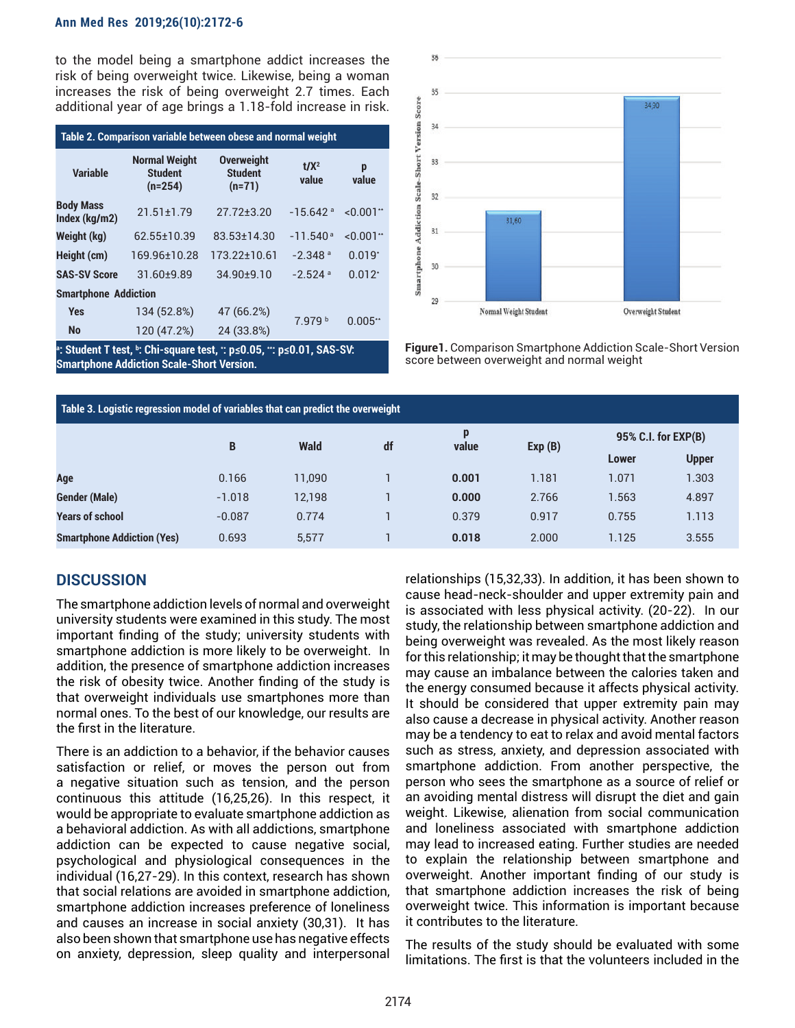to the model being a smartphone addict increases the risk of being overweight twice. Likewise, being a woman increases the risk of being overweight 2.7 times. Each additional year of age brings a 1.18-fold increase in risk.

**Table 2. Comparison variable between obese and normal weight**

| Variable | Normal Weight Student (n=254) | Overweight Student (n=71) | t/X² value | p value |
|---|---|---|---|---|
| Body Mass Index (kg/m2) | 21.51±1.79 | 27.72±3.20 | -15.642 [a] | <0.001** |
| Weight (kg) | 62.55±10.39 | 83.53±14.30 | -11.540 [a] | <0.001** |
| Height (cm) | 169.96±10.28 | 173.22±10.61 | -2.348 [a] | 0.019* |
| SAS-SV Score | 31.60±9.89 | 34.90±9.10 | -2.524 [a] | 0.012* |
| Smartphone Addiction | | | | |
| Yes | 134 (52.8%) | 47 (66.2%) | 7.979 [b] | 0.005** |
| No | 120 (47.2%) | 24 (33.8%) | | |

[a]: Student T test, [b]: Chi-square test, *: p≤0.05, **: p≤0.01, SAS-SV: Smartphone Addiction Scale-Short Version.

**Figure1.** Comparison Smartphone Addiction Scale-Short Version score between overweight and normal weight

**Table 3. Logistic regression model of variables that can predict the overweight**

| | B | Wald | df | p value | Exp (B) | 95% C.I. for EXP(B) | |
|---|---|---|---|---|---|---|---|
| | | | | | | Lower | Upper |
| Age | 0.166 | 11,090 | 1 | **0.001** | 1.181 | 1.071 | 1.303 |
| Gender (Male) | -1.018 | 12,198 | 1 | **0.000** | 2.766 | 1.563 | 4.897 |
| Years of school | -0.087 | 0.774 | 1 | 0.379 | 0.917 | 0.755 | 1.113 |
| Smartphone Addiction (Yes) | 0.693 | 5,577 | 1 | **0.018** | 2.000 | 1.125 | 3.555 |

## DISCUSSION

The smartphone addiction levels of normal and overweight university students were examined in this study. The most important finding of the study; university students with smartphone addiction is more likely to be overweight. In addition, the presence of smartphone addiction increases the risk of obesity twice. Another finding of the study is that overweight individuals use smartphones more than normal ones. To the best of our knowledge, our results are the first in the literature.

There is an addiction to a behavior, if the behavior causes satisfaction or relief, or moves the person out from a negative situation such as tension, and the person continuous this attitude (16,25,26). In this respect, it would be appropriate to evaluate smartphone addiction as a behavioral addiction. As with all addictions, smartphone addiction can be expected to cause negative social, psychological and physiological consequences in the individual (16,27-29). In this context, research has shown that social relations are avoided in smartphone addiction, smartphone addiction increases preference of loneliness and causes an increase in social anxiety (30,31). It has also been shown that smartphone use has negative effects on anxiety, depression, sleep quality and interpersonal relationships (15,32,33). In addition, it has been shown to cause head-neck-shoulder and upper extremity pain and is associated with less physical activity. (20-22). In our study, the relationship between smartphone addiction and being overweight was revealed. As the most likely reason for this relationship; it may be thought that the smartphone may cause an imbalance between the calories taken and the energy consumed because it affects physical activity. It should be considered that upper extremity pain may also cause a decrease in physical activity. Another reason may be a tendency to eat to relax and avoid mental factors such as stress, anxiety, and depression associated with smartphone addiction. From another perspective, the person who sees the smartphone as a source of relief or an avoiding mental distress will disrupt the diet and gain weight. Likewise, alienation from social communication and loneliness associated with smartphone addiction may lead to increased eating. Further studies are needed to explain the relationship between smartphone and overweight. Another important finding of our study is that smartphone addiction increases the risk of being overweight twice. This information is important because it contributes to the literature.

The results of the study should be evaluated with some limitations. The first is that the volunteers included in the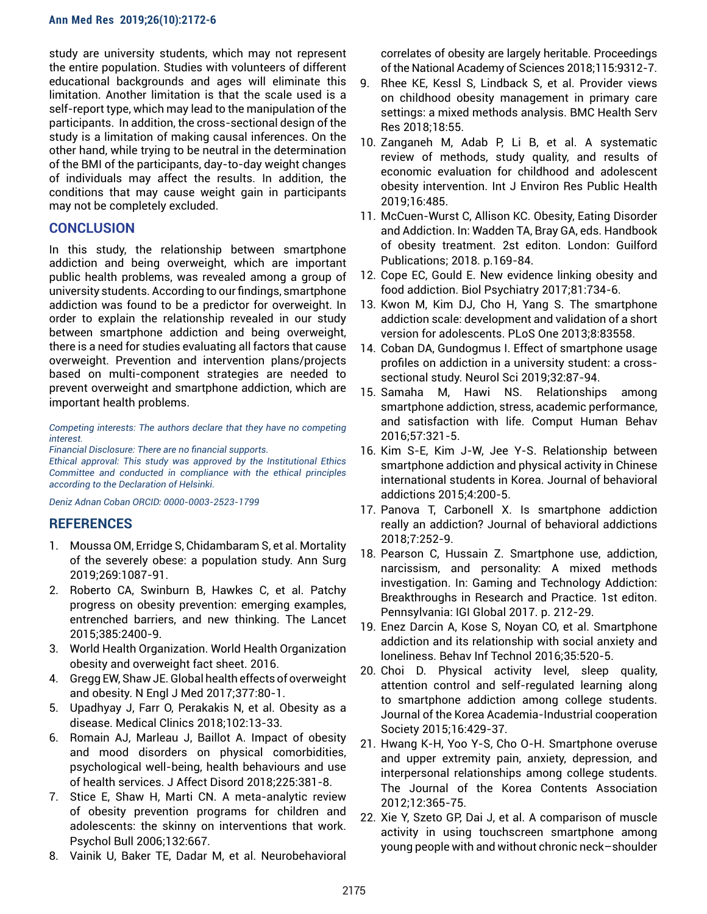study are university students, which may not represent the entire population. Studies with volunteers of different educational backgrounds and ages will eliminate this limitation. Another limitation is that the scale used is a self-report type, which may lead to the manipulation of the participants. In addition, the cross-sectional design of the study is a limitation of making causal inferences. On the other hand, while trying to be neutral in the determination of the BMI of the participants, day-to-day weight changes of individuals may affect the results. In addition, the conditions that may cause weight gain in participants may not be completely excluded.

## CONCLUSION

In this study, the relationship between smartphone addiction and being overweight, which are important public health problems, was revealed among a group of university students. According to our findings, smartphone addiction was found to be a predictor for overweight. In order to explain the relationship revealed in our study between smartphone addiction and being overweight, there is a need for studies evaluating all factors that cause overweight. Prevention and intervention plans/projects based on multi-component strategies are needed to prevent overweight and smartphone addiction, which are important health problems.

*Competing interests: The authors declare that they have no competing interest.*
*Financial Disclosure: There are no financial supports.*
*Ethical approval: This study was approved by the Institutional Ethics Committee and conducted in compliance with the ethical principles according to the Declaration of Helsinki.*

*Deniz Adnan Coban ORCID: 0000-0003-2523-1799*

## REFERENCES

1. Moussa OM, Erridge S, Chidambaram S, et al. Mortality of the severely obese: a population study. Ann Surg 2019;269:1087-91.
2. Roberto CA, Swinburn B, Hawkes C, et al. Patchy progress on obesity prevention: emerging examples, entrenched barriers, and new thinking. The Lancet 2015;385:2400-9.
3. World Health Organization. World Health Organization obesity and overweight fact sheet. 2016.
4. Gregg EW, Shaw JE. Global health effects of overweight and obesity. N Engl J Med 2017;377:80-1.
5. Upadhyay J, Farr O, Perakakis N, et al. Obesity as a disease. Medical Clinics 2018;102:13-33.
6. Romain AJ, Marleau J, Baillot A. Impact of obesity and mood disorders on physical comorbidities, psychological well-being, health behaviours and use of health services. J Affect Disord 2018;225:381-8.
7. Stice E, Shaw H, Marti CN. A meta-analytic review of obesity prevention programs for children and adolescents: the skinny on interventions that work. Psychol Bull 2006;132:667.
8. Vainik U, Baker TE, Dadar M, et al. Neurobehavioral correlates of obesity are largely heritable. Proceedings of the National Academy of Sciences 2018;115:9312-7.
9. Rhee KE, Kessl S, Lindback S, et al. Provider views on childhood obesity management in primary care settings: a mixed methods analysis. BMC Health Serv Res 2018;18:55.
10. Zanganeh M, Adab P, Li B, et al. A systematic review of methods, study quality, and results of economic evaluation for childhood and adolescent obesity intervention. Int J Environ Res Public Health 2019;16:485.
11. McCuen-Wurst C, Allison KC. Obesity, Eating Disorder and Addiction. In: Wadden TA, Bray GA, eds. Handbook of obesity treatment. 2st editon. London: Guilford Publications; 2018. p.169-84.
12. Cope EC, Gould E. New evidence linking obesity and food addiction. Biol Psychiatry 2017;81:734-6.
13. Kwon M, Kim DJ, Cho H, Yang S. The smartphone addiction scale: development and validation of a short version for adolescents. PLoS One 2013;8:83558.
14. Coban DA, Gundogmus I. Effect of smartphone usage profiles on addiction in a university student: a cross-sectional study. Neurol Sci 2019;32:87-94.
15. Samaha M, Hawi NS. Relationships among smartphone addiction, stress, academic performance, and satisfaction with life. Comput Human Behav 2016;57:321-5.
16. Kim S-E, Kim J-W, Jee Y-S. Relationship between smartphone addiction and physical activity in Chinese international students in Korea. Journal of behavioral addictions 2015;4:200-5.
17. Panova T, Carbonell X. Is smartphone addiction really an addiction? Journal of behavioral addictions 2018;7:252-9.
18. Pearson C, Hussain Z. Smartphone use, addiction, narcissism, and personality: A mixed methods investigation. In: Gaming and Technology Addiction: Breakthroughs in Research and Practice. 1st editon. Pennsylvania: IGI Global 2017. p. 212-29.
19. Enez Darcin A, Kose S, Noyan CO, et al. Smartphone addiction and its relationship with social anxiety and loneliness. Behav Inf Technol 2016;35:520-5.
20. Choi D. Physical activity level, sleep quality, attention control and self-regulated learning along to smartphone addiction among college students. Journal of the Korea Academia-Industrial cooperation Society 2015;16:429-37.
21. Hwang K-H, Yoo Y-S, Cho O-H. Smartphone overuse and upper extremity pain, anxiety, depression, and interpersonal relationships among college students. The Journal of the Korea Contents Association 2012;12:365-75.
22. Xie Y, Szeto GP, Dai J, et al. A comparison of muscle activity in using touchscreen smartphone among young people with and without chronic neck–shoulder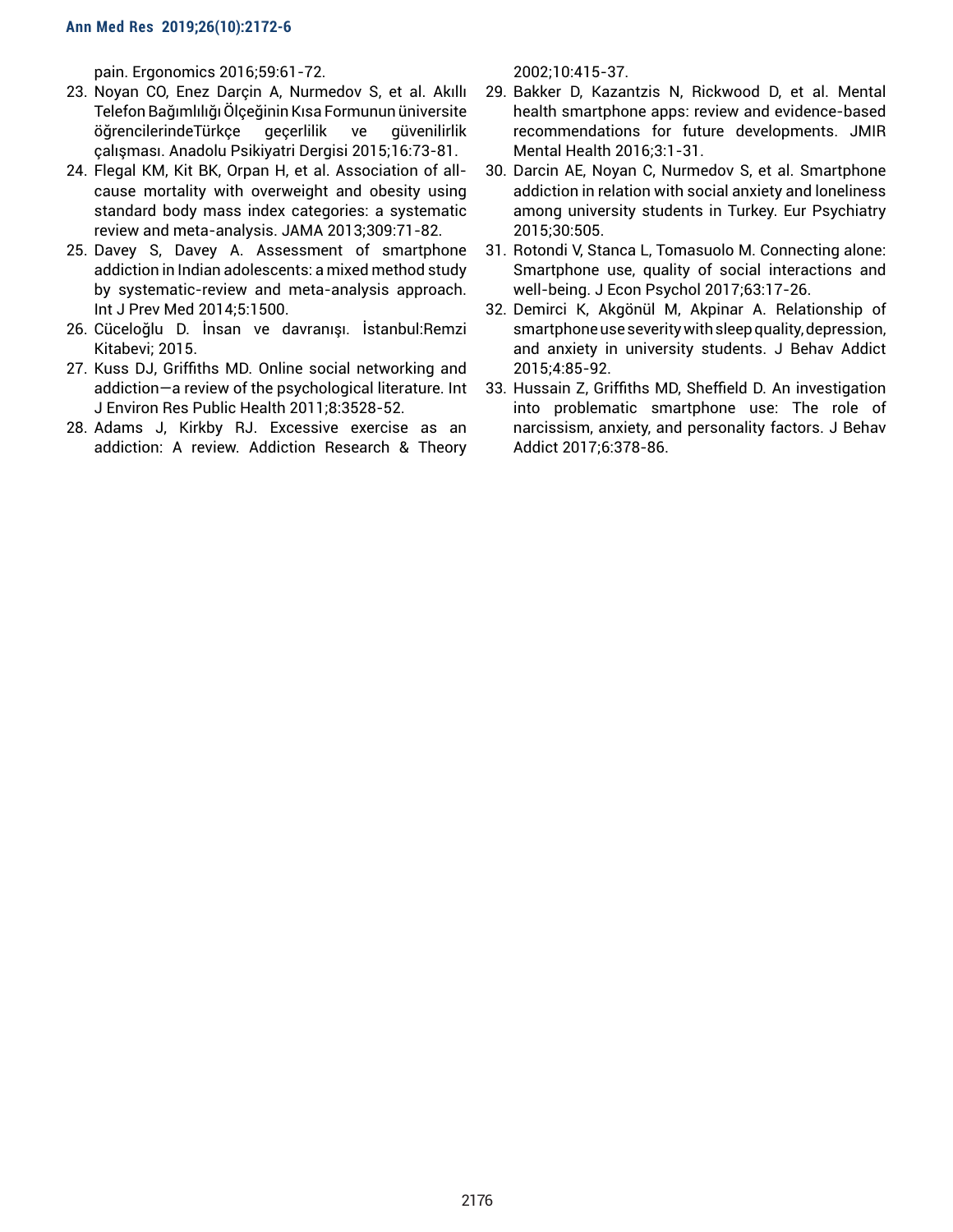pain. Ergonomics 2016;59:61-72.

23. Noyan CO, Enez Darçin A, Nurmedov S, et al. Akıllı Telefon Bağımlılığı Ölçeğinin Kısa Formunun üniversite öğrencilerindeTürkçe geçerlilik ve güvenilirlik çalışması. Anadolu Psikiyatri Dergisi 2015;16:73-81.
24. Flegal KM, Kit BK, Orpan H, et al. Association of all-cause mortality with overweight and obesity using standard body mass index categories: a systematic review and meta-analysis. JAMA 2013;309:71-82.
25. Davey S, Davey A. Assessment of smartphone addiction in Indian adolescents: a mixed method study by systematic-review and meta-analysis approach. Int J Prev Med 2014;5:1500.
26. Cüceloğlu D. İnsan ve davranışı. İstanbul:Remzi Kitabevi; 2015.
27. Kuss DJ, Griffiths MD. Online social networking and addiction—a review of the psychological literature. Int J Environ Res Public Health 2011;8:3528-52.
28. Adams J, Kirkby RJ. Excessive exercise as an addiction: A review. Addiction Research & Theory 2002;10:415-37.
29. Bakker D, Kazantzis N, Rickwood D, et al. Mental health smartphone apps: review and evidence-based recommendations for future developments. JMIR Mental Health 2016;3:1-31.
30. Darcin AE, Noyan C, Nurmedov S, et al. Smartphone addiction in relation with social anxiety and loneliness among university students in Turkey. Eur Psychiatry 2015;30:505.
31. Rotondi V, Stanca L, Tomasuolo M. Connecting alone: Smartphone use, quality of social interactions and well-being. J Econ Psychol 2017;63:17-26.
32. Demirci K, Akgönül M, Akpinar A. Relationship of smartphone use severity with sleep quality, depression, and anxiety in university students. J Behav Addict 2015;4:85-92.
33. Hussain Z, Griffiths MD, Sheffield D. An investigation into problematic smartphone use: The role of narcissism, anxiety, and personality factors. J Behav Addict 2017;6:378-86.